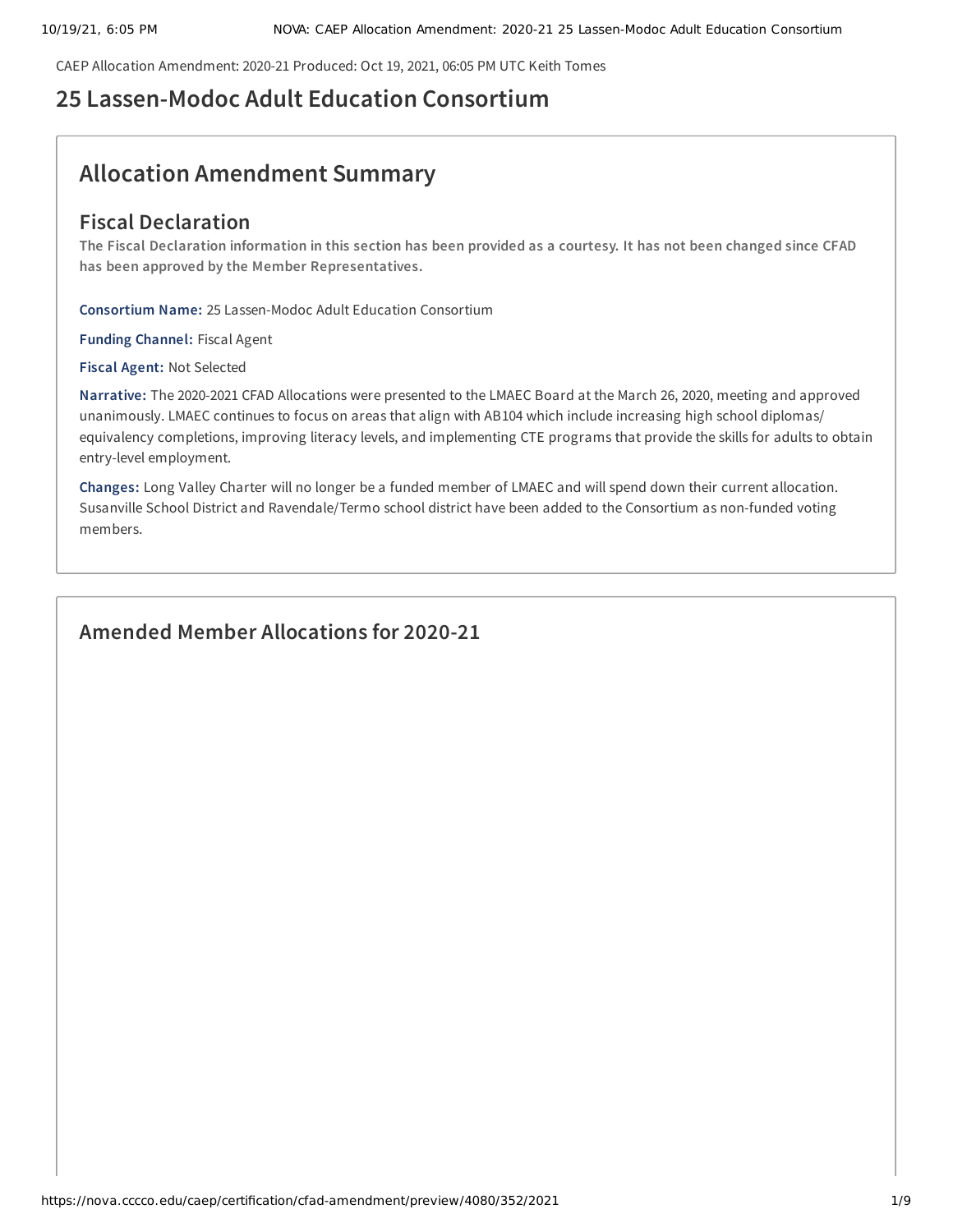CAEP Allocation Amendment: 2020-21 Produced: Oct 19, 2021, 06:05 PM UTC Keith Tomes

# 25 Lassen-Modoc Adult Education Consortium

## Allocation Amendment Summary

### Fiscal Declaration

**The Fiscal Declaration information in this section has been provided as a courtesy. It has not been changed since CFAD has been approved by the Member Representatives.**

**Consortium Name:** 25 Lassen-Modoc Adult Education Consortium

**Funding Channel:** Fiscal Agent

**Fiscal Agent:** Not Selected

**Narrative:** The 2020-2021 CFAD Allocations were presented to the LMAEC Board at the March 26, 2020, meeting and approved unanimously. LMAEC continues to focus on areas that align with AB104 which include increasing high school diplomas/ equivalency completions, improving literacy levels, and implementing CTE programs that provide the skills for adults to obtain entry-level employment.

**Changes:** Long Valley Charter will no longer be a funded member of LMAEC and will spend down their current allocation. Susanville School District and Ravendale/Termo school district have been added to the Consortium as non-funded voting members.

## Amended Member Allocations for 2020-21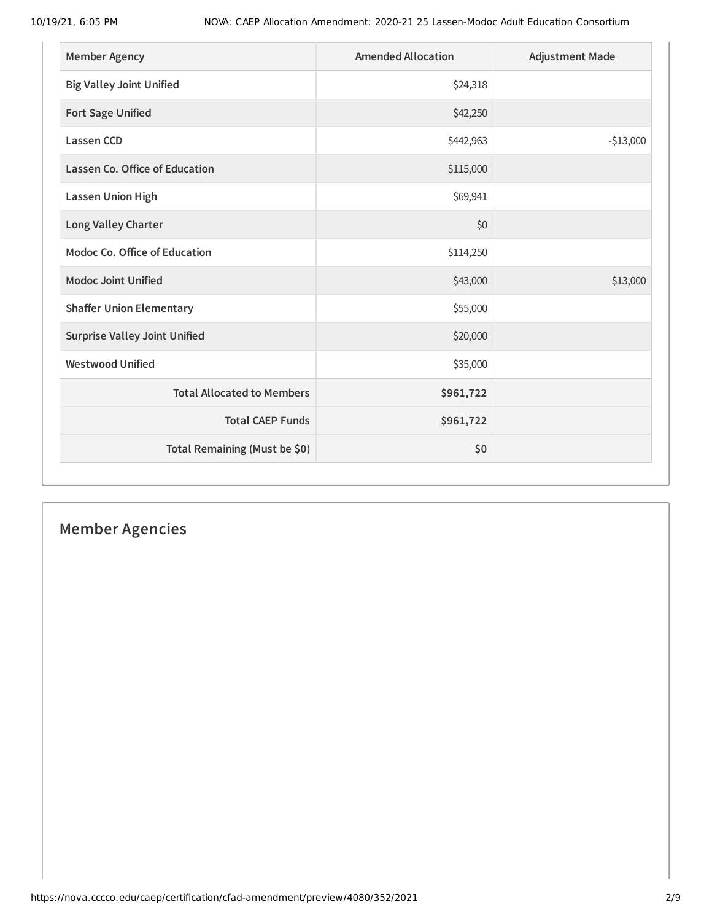| Member Agency | Amended Allocation | Adjustment Made |
|---|---|---|
| **Big Valley Joint Unified** | $24,318 | |
| **Fort Sage Unified** | $42,250 | |
| **Lassen CCD** | $442,963 | -$13,000 |
| **Lassen Co. Office of Education** | $115,000 | |
| **Lassen Union High** | $69,941 | |
| **Long Valley Charter** | $0 | |
| **Modoc Co. Office of Education** | $114,250 | |
| **Modoc Joint Unified** | $43,000 | $13,000 |
| **Shaffer Union Elementary** | $55,000 | |
| **Surprise Valley Joint Unified** | $20,000 | |
| **Westwood Unified** | $35,000 | |
| **Total Allocated to Members** | **$961,722** | |
| **Total CAEP Funds** | **$961,722** | |
| **Total Remaining (Must be $0)** | **$0** | |

## Member Agencies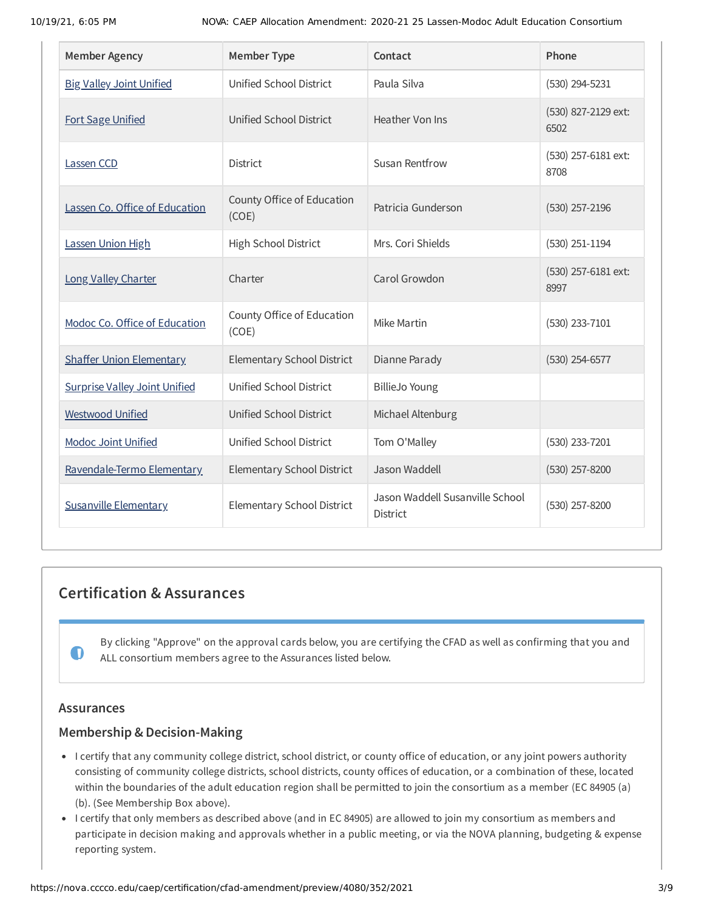| Member Agency | Member Type | Contact | Phone |
| --- | --- | --- | --- |
| Big Valley Joint Unified | Unified School District | Paula Silva | (530) 294-5231 |
| Fort Sage Unified | Unified School District | Heather Von Ins | (530) 827-2129 ext: 6502 |
| Lassen CCD | District | Susan Rentfrow | (530) 257-6181 ext: 8708 |
| Lassen Co. Office of Education | County Office of Education (COE) | Patricia Gunderson | (530) 257-2196 |
| Lassen Union High | High School District | Mrs. Cori Shields | (530) 251-1194 |
| Long Valley Charter | Charter | Carol Growdon | (530) 257-6181 ext: 8997 |
| Modoc Co. Office of Education | County Office of Education (COE) | Mike Martin | (530) 233-7101 |
| Shaffer Union Elementary | Elementary School District | Dianne Parady | (530) 254-6577 |
| Surprise Valley Joint Unified | Unified School District | BillieJo Young | |
| Westwood Unified | Unified School District | Michael Altenburg | |
| Modoc Joint Unified | Unified School District | Tom O'Malley | (530) 233-7201 |
| Ravendale-Termo Elementary | Elementary School District | Jason Waddell | (530) 257-8200 |
| Susanville Elementary | Elementary School District | Jason Waddell Susanville School District | (530) 257-8200 |

## Certification & Assurances

By clicking "Approve" on the approval cards below, you are certifying the CFAD as well as confirming that you and ALL consortium members agree to the Assurances listed below.

### Assurances

### Membership & Decision-Making

- I certify that any community college district, school district, or county office of education, or any joint powers authority consisting of community college districts, school districts, county offices of education, or a combination of these, located within the boundaries of the adult education region shall be permitted to join the consortium as a member (EC 84905 (a) (b). (See Membership Box above).
- I certify that only members as described above (and in EC 84905) are allowed to join my consortium as members and participate in decision making and approvals whether in a public meeting, or via the NOVA planning, budgeting & expense reporting system.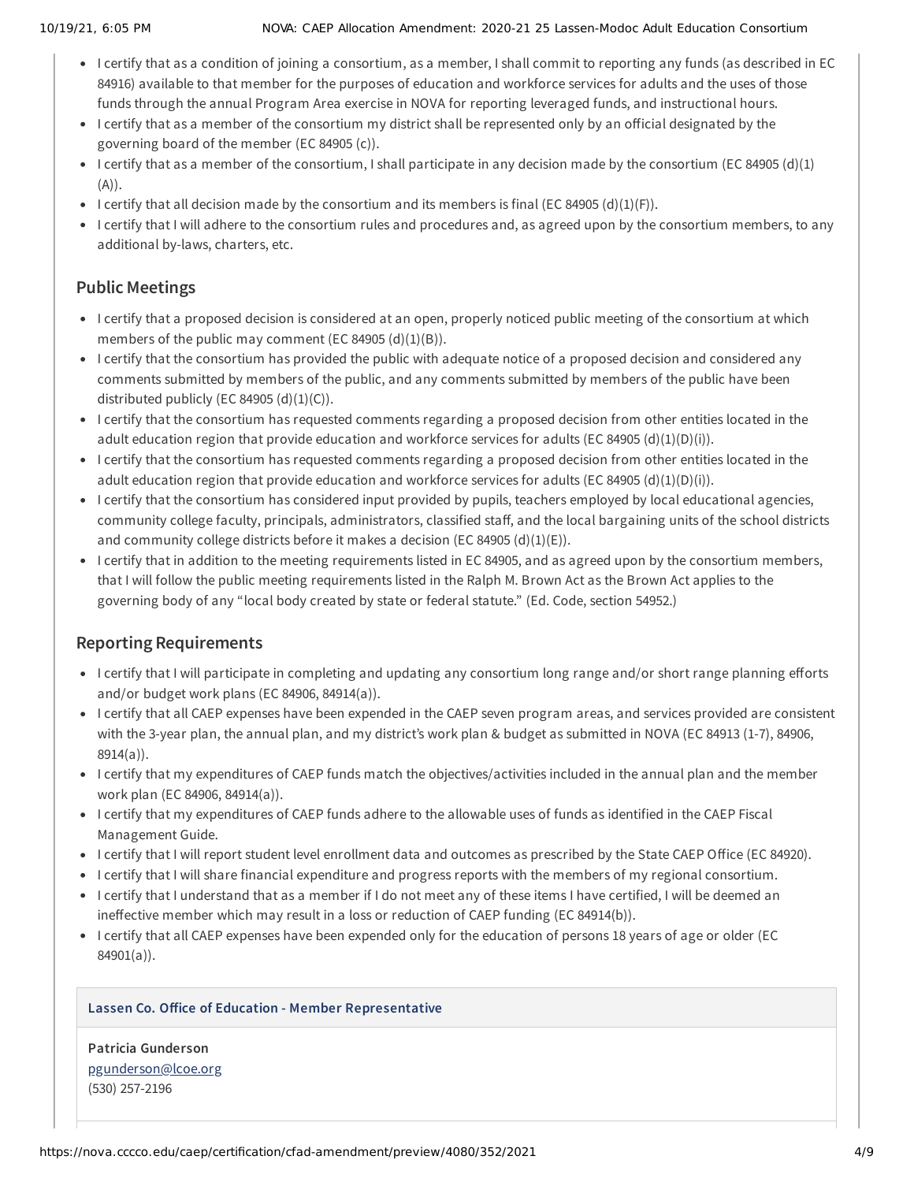- I certify that as a condition of joining a consortium, as a member, I shall commit to reporting any funds (as described in EC 84916) available to that member for the purposes of education and workforce services for adults and the uses of those funds through the annual Program Area exercise in NOVA for reporting leveraged funds, and instructional hours.
- I certify that as a member of the consortium my district shall be represented only by an official designated by the governing board of the member (EC 84905 (c)).
- I certify that as a member of the consortium, I shall participate in any decision made by the consortium (EC 84905 (d)(1)(A)).
- I certify that all decision made by the consortium and its members is final (EC 84905 (d)(1)(F)).
- I certify that I will adhere to the consortium rules and procedures and, as agreed upon by the consortium members, to any additional by-laws, charters, etc.

## Public Meetings

- I certify that a proposed decision is considered at an open, properly noticed public meeting of the consortium at which members of the public may comment (EC 84905 (d)(1)(B)).
- I certify that the consortium has provided the public with adequate notice of a proposed decision and considered any comments submitted by members of the public, and any comments submitted by members of the public have been distributed publicly (EC 84905 (d)(1)(C)).
- I certify that the consortium has requested comments regarding a proposed decision from other entities located in the adult education region that provide education and workforce services for adults (EC 84905 (d)(1)(D)(i)).
- I certify that the consortium has requested comments regarding a proposed decision from other entities located in the adult education region that provide education and workforce services for adults (EC 84905 (d)(1)(D)(i)).
- I certify that the consortium has considered input provided by pupils, teachers employed by local educational agencies, community college faculty, principals, administrators, classified staff, and the local bargaining units of the school districts and community college districts before it makes a decision (EC 84905 (d)(1)(E)).
- I certify that in addition to the meeting requirements listed in EC 84905, and as agreed upon by the consortium members, that I will follow the public meeting requirements listed in the Ralph M. Brown Act as the Brown Act applies to the governing body of any "local body created by state or federal statute." (Ed. Code, section 54952.)

## Reporting Requirements

- I certify that I will participate in completing and updating any consortium long range and/or short range planning efforts and/or budget work plans (EC 84906, 84914(a)).
- I certify that all CAEP expenses have been expended in the CAEP seven program areas, and services provided are consistent with the 3-year plan, the annual plan, and my district's work plan & budget as submitted in NOVA (EC 84913 (1-7), 84906, 8914(a)).
- I certify that my expenditures of CAEP funds match the objectives/activities included in the annual plan and the member work plan (EC 84906, 84914(a)).
- I certify that my expenditures of CAEP funds adhere to the allowable uses of funds as identified in the CAEP Fiscal Management Guide.
- I certify that I will report student level enrollment data and outcomes as prescribed by the State CAEP Office (EC 84920).
- I certify that I will share financial expenditure and progress reports with the members of my regional consortium.
- I certify that I understand that as a member if I do not meet any of these items I have certified, I will be deemed an ineffective member which may result in a loss or reduction of CAEP funding (EC 84914(b)).
- I certify that all CAEP expenses have been expended only for the education of persons 18 years of age or older (EC 84901(a)).

**Lassen Co. Office of Education - Member Representative**

**Patricia Gunderson**
pgunderson@lcoe.org
(530) 257-2196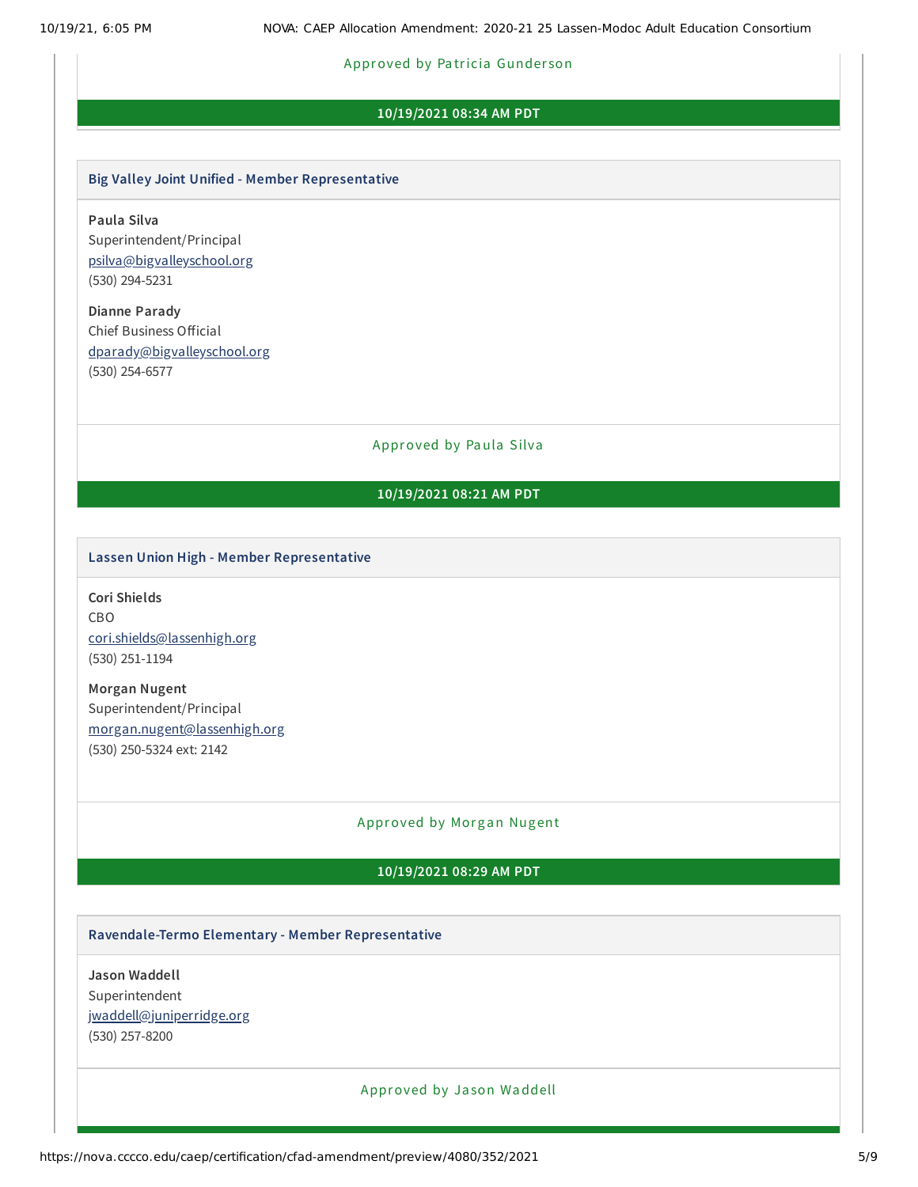Approved by Patricia Gunderson

**10/19/2021 08:34 AM PDT**

### Big Valley Joint Unified - Member Representative

**Paula Silva**
Superintendent/Principal
psilva@bigvalleyschool.org
(530) 294-5231

**Dianne Parady**
Chief Business Official
dparady@bigvalleyschool.org
(530) 254-6577

Approved by Paula Silva

**10/19/2021 08:21 AM PDT**

### Lassen Union High - Member Representative

**Cori Shields**
CBO
cori.shields@lassenhigh.org
(530) 251-1194

**Morgan Nugent**
Superintendent/Principal
morgan.nugent@lassenhigh.org
(530) 250-5324 ext: 2142

Approved by Morgan Nugent

**10/19/2021 08:29 AM PDT**

### Ravendale-Termo Elementary - Member Representative

**Jason Waddell**
Superintendent
jwaddell@juniperridge.org
(530) 257-8200

Approved by Jason Waddell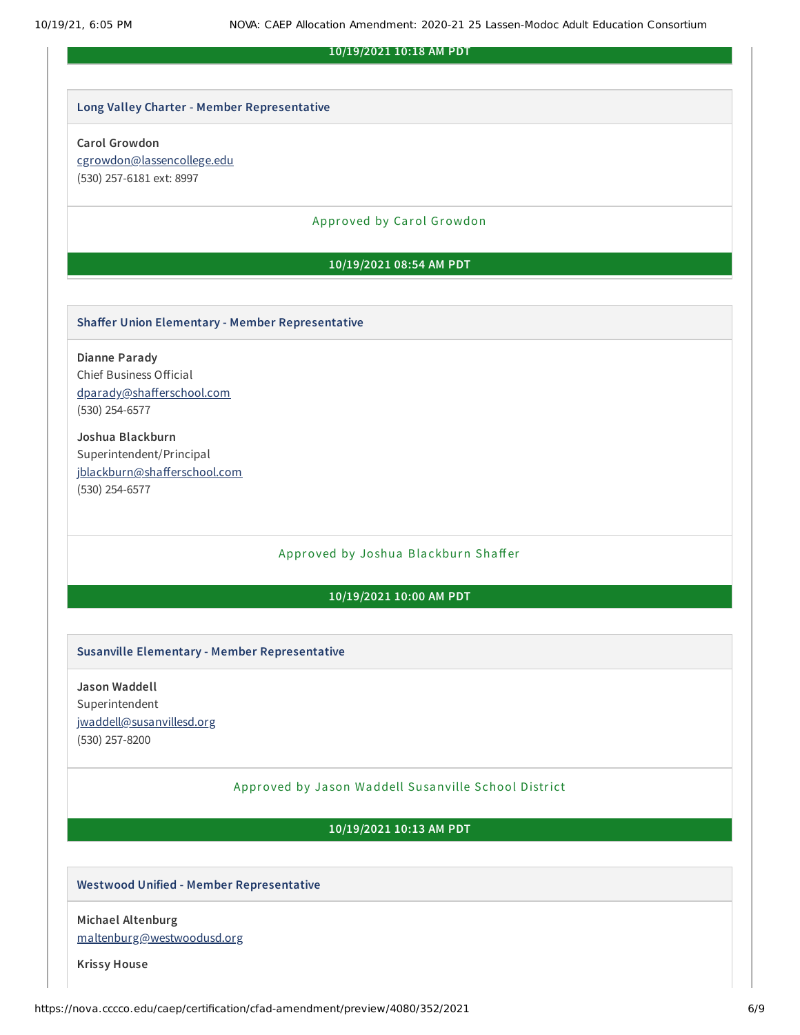**10/19/2021 10:18 AM PDT**

### Long Valley Charter - Member Representative

**Carol Growdon**
cgrowdon@lassencollege.edu
(530) 257-6181 ext: 8997

Approved by Carol Growdon

**10/19/2021 08:54 AM PDT**

### Shaffer Union Elementary - Member Representative

**Dianne Parady**
Chief Business Official
dparady@shafferschool.com
(530) 254-6577

**Joshua Blackburn**
Superintendent/Principal
jblackburn@shafferschool.com
(530) 254-6577

Approved by Joshua Blackburn Shaffer

**10/19/2021 10:00 AM PDT**

### Susanville Elementary - Member Representative

**Jason Waddell**
Superintendent
jwaddell@susanvillesd.org
(530) 257-8200

Approved by Jason Waddell Susanville School District

**10/19/2021 10:13 AM PDT**

### Westwood Unified - Member Representative

**Michael Altenburg**
maltenburg@westwoodusd.org

**Krissy House**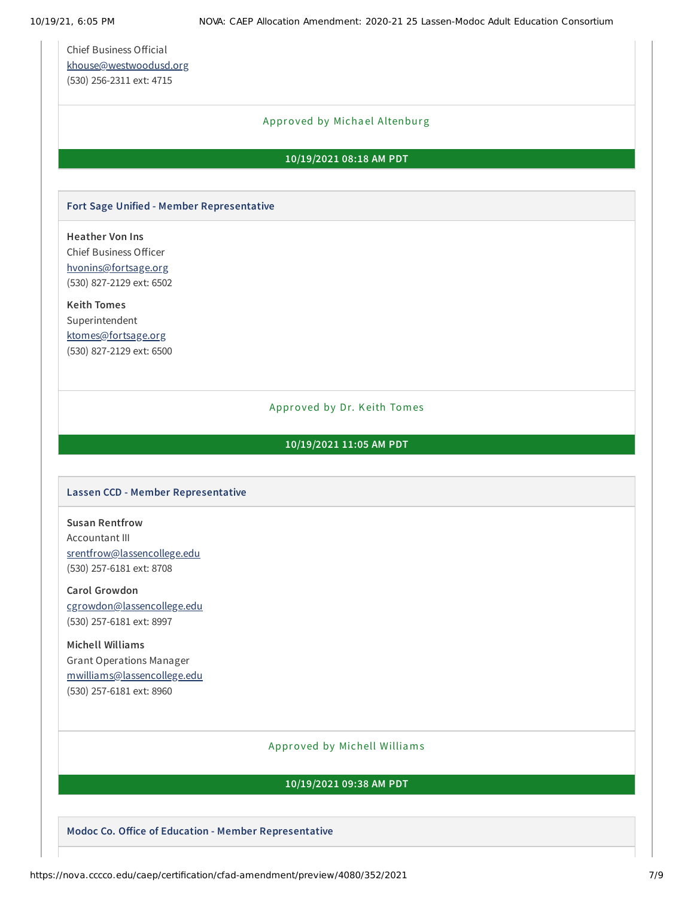Chief Business Official
khouse@westwoodusd.org
(530) 256-2311 ext: 4715

Approved by Michael Altenburg

**10/19/2021 08:18 AM PDT**

### Fort Sage Unified - Member Representative

**Heather Von Ins**
Chief Business Officer
hvonins@fortsage.org
(530) 827-2129 ext: 6502

**Keith Tomes**
Superintendent
ktomes@fortsage.org
(530) 827-2129 ext: 6500

Approved by Dr. Keith Tomes

**10/19/2021 11:05 AM PDT**

### Lassen CCD - Member Representative

**Susan Rentfrow**
Accountant III
srentfrow@lassencollege.edu
(530) 257-6181 ext: 8708

**Carol Growdon**
cgrowdon@lassencollege.edu
(530) 257-6181 ext: 8997

**Michell Williams**
Grant Operations Manager
mwilliams@lassencollege.edu
(530) 257-6181 ext: 8960

Approved by Michell Williams

**10/19/2021 09:38 AM PDT**

### Modoc Co. Office of Education - Member Representative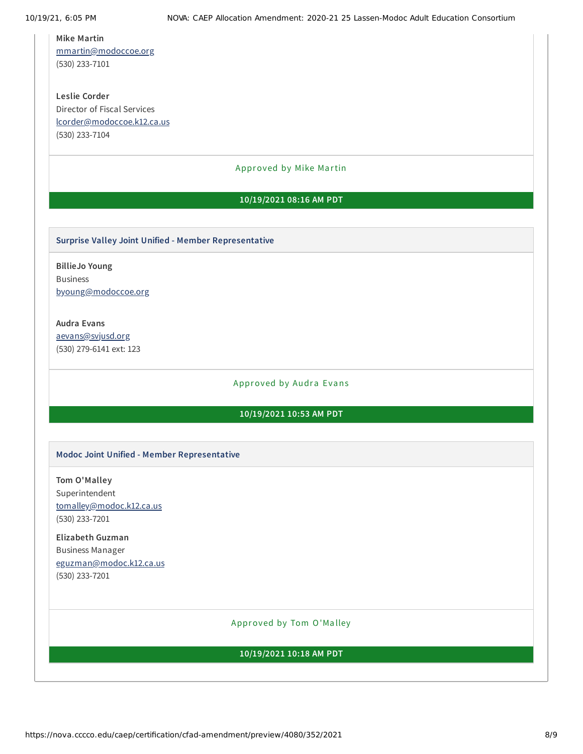**Mike Martin**
mmartin@modoccoe.org
(530) 233-7101

**Leslie Corder**
Director of Fiscal Services
lcorder@modoccoe.k12.ca.us
(530) 233-7104

Approved by Mike Martin

**10/19/2021 08:16 AM PDT**

### Surprise Valley Joint Unified - Member Representative

**BillieJo Young**
Business
byoung@modoccoe.org

**Audra Evans**
aevans@svjusd.org
(530) 279-6141 ext: 123

Approved by Audra Evans

**10/19/2021 10:53 AM PDT**

### Modoc Joint Unified - Member Representative

**Tom O'Malley**
Superintendent
tomalley@modoc.k12.ca.us
(530) 233-7201

**Elizabeth Guzman**
Business Manager
eguzman@modoc.k12.ca.us
(530) 233-7201

Approved by Tom O'Malley

**10/19/2021 10:18 AM PDT**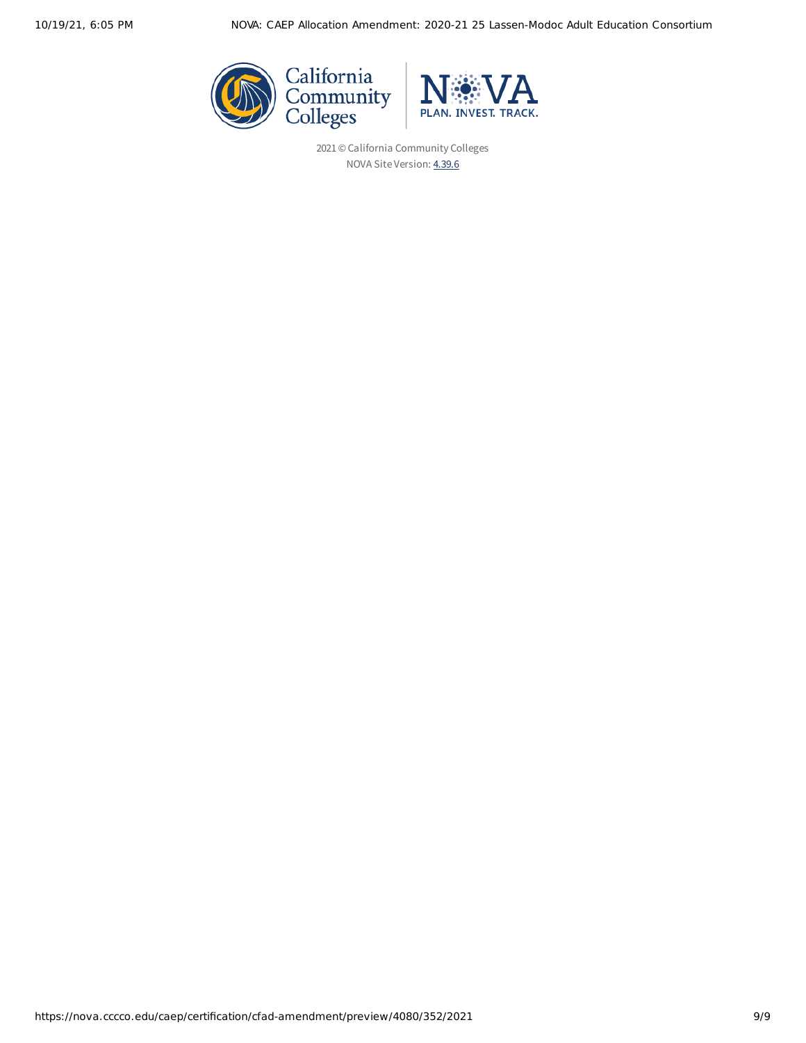2021 © California Community Colleges
NOVA Site Version: 4.39.6